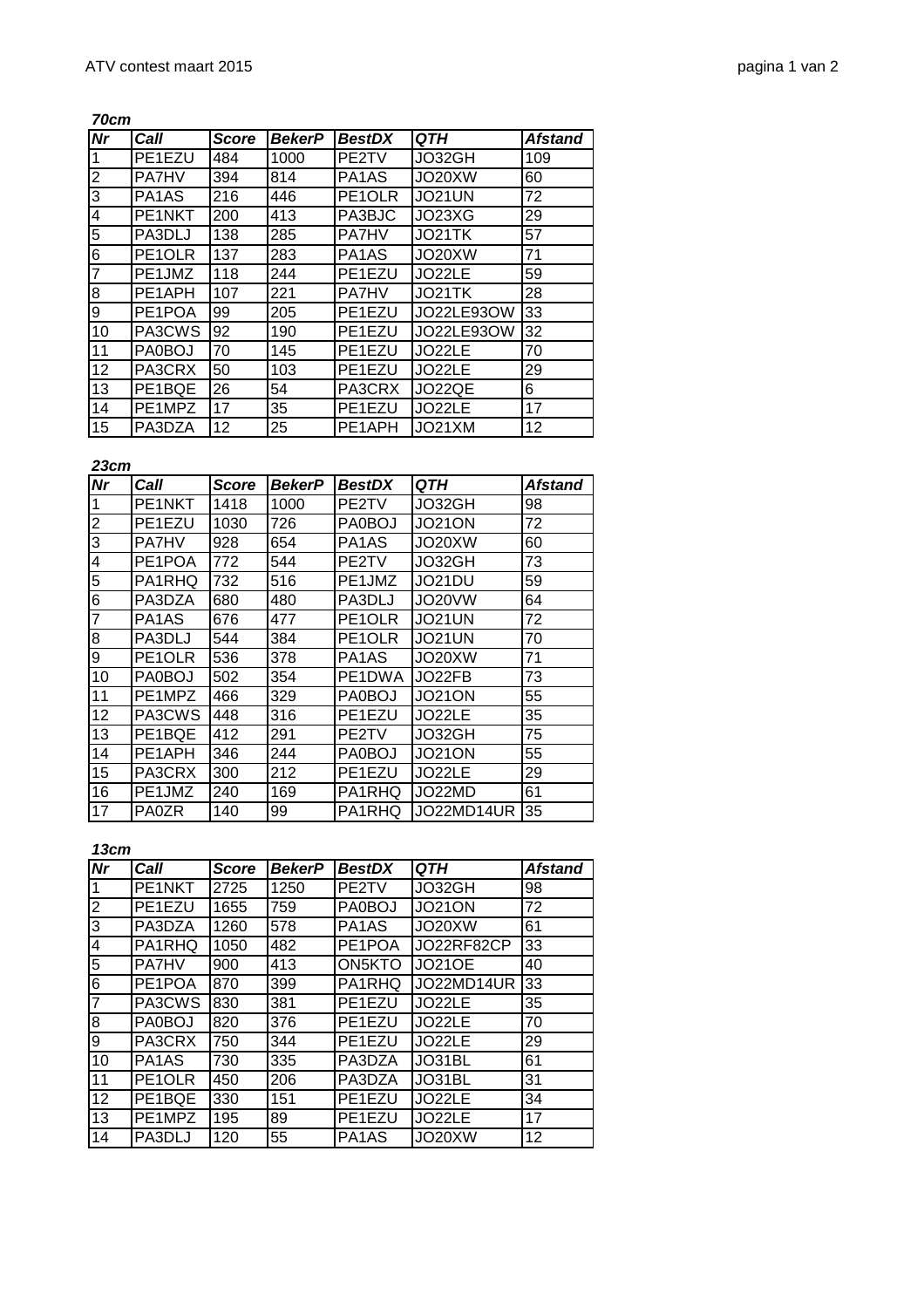### 70cm

| Nr | Call | Score | BekerP | BestDX | QTH | Afstand |
|---|---|---|---|---|---|---|
| 1 | PE1EZU | 484 | 1000 | PE2TV | JO32GH | 109 |
| 2 | PA7HV | 394 | 814 | PA1AS | JO20XW | 60 |
| 3 | PA1AS | 216 | 446 | PE1OLR | JO21UN | 72 |
| 4 | PE1NKT | 200 | 413 | PA3BJC | JO23XG | 29 |
| 5 | PA3DLJ | 138 | 285 | PA7HV | JO21TK | 57 |
| 6 | PE1OLR | 137 | 283 | PA1AS | JO20XW | 71 |
| 7 | PE1JMZ | 118 | 244 | PE1EZU | JO22LE | 59 |
| 8 | PE1APH | 107 | 221 | PA7HV | JO21TK | 28 |
| 9 | PE1POA | 99 | 205 | PE1EZU | JO22LE93OW | 33 |
| 10 | PA3CWS | 92 | 190 | PE1EZU | JO22LE93OW | 32 |
| 11 | PA0BOJ | 70 | 145 | PE1EZU | JO22LE | 70 |
| 12 | PA3CRX | 50 | 103 | PE1EZU | JO22LE | 29 |
| 13 | PE1BQE | 26 | 54 | PA3CRX | JO22QE | 6 |
| 14 | PE1MPZ | 17 | 35 | PE1EZU | JO22LE | 17 |
| 15 | PA3DZA | 12 | 25 | PE1APH | JO21XM | 12 |

### 23cm

| Nr | Call | Score | BekerP | BestDX | QTH | Afstand |
|---|---|---|---|---|---|---|
| 1 | PE1NKT | 1418 | 1000 | PE2TV | JO32GH | 98 |
| 2 | PE1EZU | 1030 | 726 | PA0BOJ | JO21ON | 72 |
| 3 | PA7HV | 928 | 654 | PA1AS | JO20XW | 60 |
| 4 | PE1POA | 772 | 544 | PE2TV | JO32GH | 73 |
| 5 | PA1RHQ | 732 | 516 | PE1JMZ | JO21DU | 59 |
| 6 | PA3DZA | 680 | 480 | PA3DLJ | JO20VW | 64 |
| 7 | PA1AS | 676 | 477 | PE1OLR | JO21UN | 72 |
| 8 | PA3DLJ | 544 | 384 | PE1OLR | JO21UN | 70 |
| 9 | PE1OLR | 536 | 378 | PA1AS | JO20XW | 71 |
| 10 | PA0BOJ | 502 | 354 | PE1DWA | JO22FB | 73 |
| 11 | PE1MPZ | 466 | 329 | PA0BOJ | JO21ON | 55 |
| 12 | PA3CWS | 448 | 316 | PE1EZU | JO22LE | 35 |
| 13 | PE1BQE | 412 | 291 | PE2TV | JO32GH | 75 |
| 14 | PE1APH | 346 | 244 | PA0BOJ | JO21ON | 55 |
| 15 | PA3CRX | 300 | 212 | PE1EZU | JO22LE | 29 |
| 16 | PE1JMZ | 240 | 169 | PA1RHQ | JO22MD | 61 |
| 17 | PA0ZR | 140 | 99 | PA1RHQ | JO22MD14UR | 35 |

### 13cm

| Nr | Call | Score | BekerP | BestDX | QTH | Afstand |
|---|---|---|---|---|---|---|
| 1 | PE1NKT | 2725 | 1250 | PE2TV | JO32GH | 98 |
| 2 | PE1EZU | 1655 | 759 | PA0BOJ | JO21ON | 72 |
| 3 | PA3DZA | 1260 | 578 | PA1AS | JO20XW | 61 |
| 4 | PA1RHQ | 1050 | 482 | PE1POA | JO22RF82CP | 33 |
| 5 | PA7HV | 900 | 413 | ON5KTO | JO21OE | 40 |
| 6 | PE1POA | 870 | 399 | PA1RHQ | JO22MD14UR | 33 |
| 7 | PA3CWS | 830 | 381 | PE1EZU | JO22LE | 35 |
| 8 | PA0BOJ | 820 | 376 | PE1EZU | JO22LE | 70 |
| 9 | PA3CRX | 750 | 344 | PE1EZU | JO22LE | 29 |
| 10 | PA1AS | 730 | 335 | PA3DZA | JO31BL | 61 |
| 11 | PE1OLR | 450 | 206 | PA3DZA | JO31BL | 31 |
| 12 | PE1BQE | 330 | 151 | PE1EZU | JO22LE | 34 |
| 13 | PE1MPZ | 195 | 89 | PE1EZU | JO22LE | 17 |
| 14 | PA3DLJ | 120 | 55 | PA1AS | JO20XW | 12 |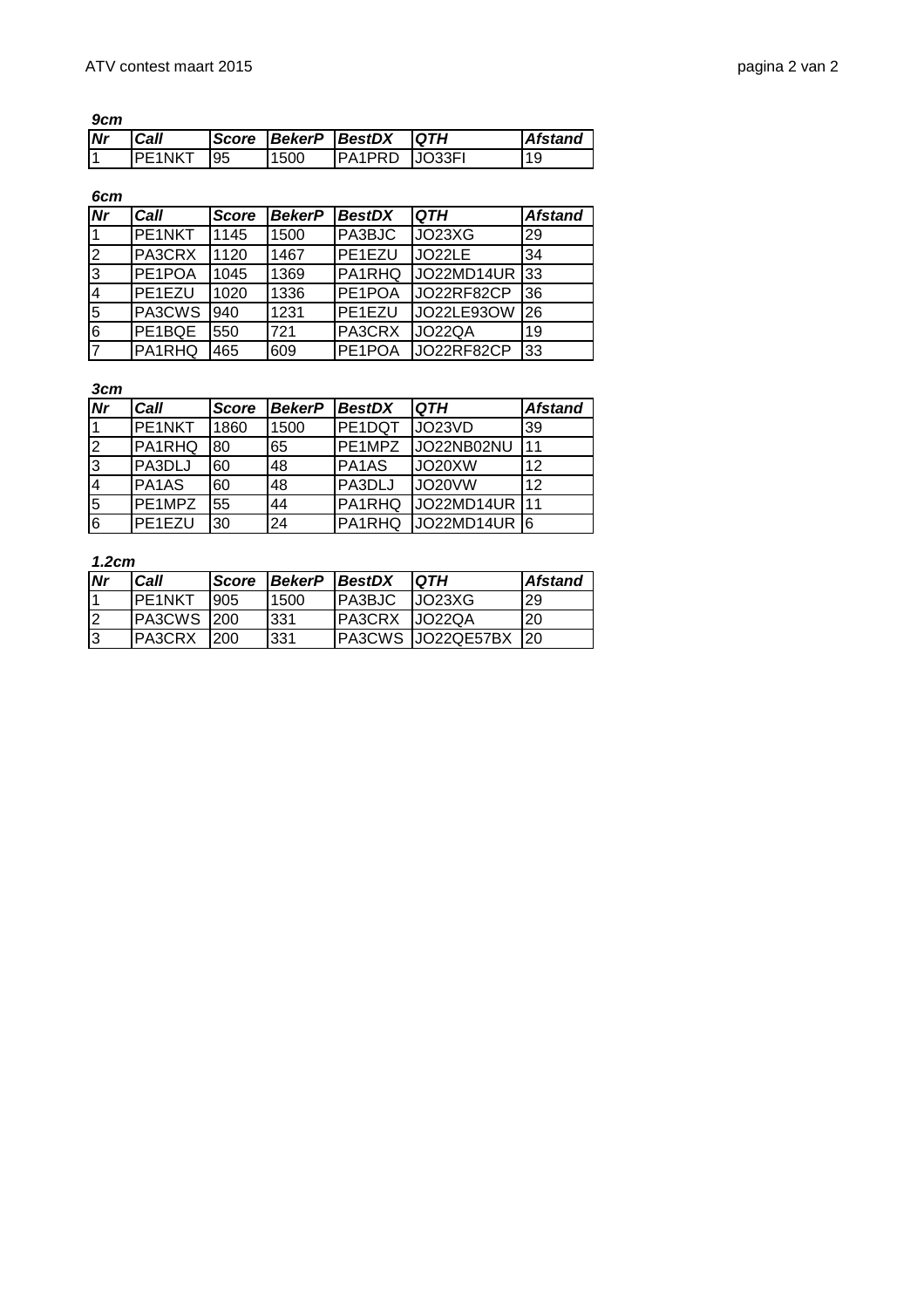### *9cm*

| *Nr* | *Call* | *Score* | *BekerP* | *BestDX* | *QTH* | *Afstand* |
|---|---|---|---|---|---|---|
| 1 | PE1NKT | 95 | 1500 | PA1PRD | JO33FI | 19 |

### *6cm*

| *Nr* | *Call* | *Score* | *BekerP* | *BestDX* | *QTH* | *Afstand* |
|---|---|---|---|---|---|---|
| 1 | PE1NKT | 1145 | 1500 | PA3BJC | JO23XG | 29 |
| 2 | PA3CRX | 1120 | 1467 | PE1EZU | JO22LE | 34 |
| 3 | PE1POA | 1045 | 1369 | PA1RHQ | JO22MD14UR | 33 |
| 4 | PE1EZU | 1020 | 1336 | PE1POA | JO22RF82CP | 36 |
| 5 | PA3CWS | 940 | 1231 | PE1EZU | JO22LE93OW | 26 |
| 6 | PE1BQE | 550 | 721 | PA3CRX | JO22QA | 19 |
| 7 | PA1RHQ | 465 | 609 | PE1POA | JO22RF82CP | 33 |

### *3cm*

| *Nr* | *Call* | *Score* | *BekerP* | *BestDX* | *QTH* | *Afstand* |
|---|---|---|---|---|---|---|
| 1 | PE1NKT | 1860 | 1500 | PE1DQT | JO23VD | 39 |
| 2 | PA1RHQ | 80 | 65 | PE1MPZ | JO22NB02NU | 11 |
| 3 | PA3DLJ | 60 | 48 | PA1AS | JO20XW | 12 |
| 4 | PA1AS | 60 | 48 | PA3DLJ | JO20VW | 12 |
| 5 | PE1MPZ | 55 | 44 | PA1RHQ | JO22MD14UR | 11 |
| 6 | PE1EZU | 30 | 24 | PA1RHQ | JO22MD14UR | 6 |

### *1.2cm*

| *Nr* | *Call* | *Score* | *BekerP* | *BestDX* | *QTH* | *Afstand* |
|---|---|---|---|---|---|---|
| 1 | PE1NKT | 905 | 1500 | PA3BJC | JO23XG | 29 |
| 2 | PA3CWS | 200 | 331 | PA3CRX | JO22QA | 20 |
| 3 | PA3CRX | 200 | 331 | PA3CWS | JO22QE57BX | 20 |